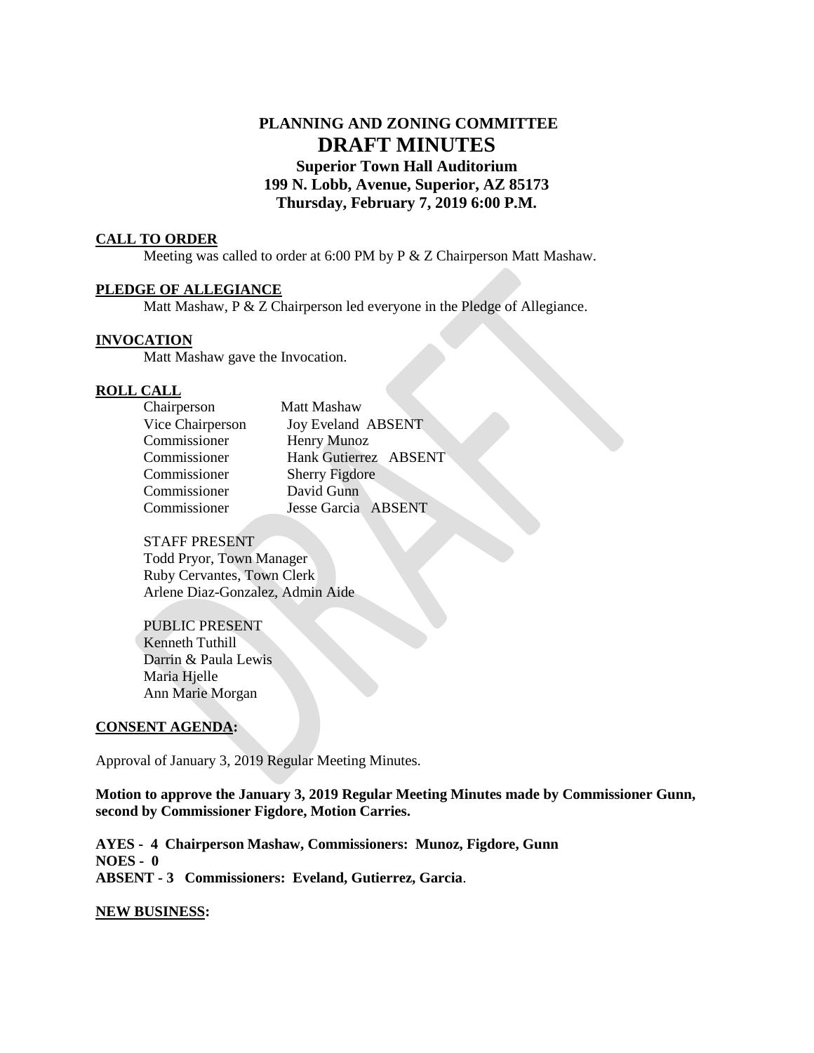# PLANNING AND ZONING COMMITTEE

# DRAFT MINUTES

**Superior Town Hall Auditorium**
**199 N. Lobb, Avenue, Superior, AZ 85173**
**Thursday, February 7, 2019 6:00 P.M.**

## CALL TO ORDER

Meeting was called to order at 6:00 PM by P & Z Chairperson Matt Mashaw.

## PLEDGE OF ALLEGIANCE

Matt Mashaw, P & Z Chairperson led everyone in the Pledge of Allegiance.

## INVOCATION

Matt Mashaw gave the Invocation.

## ROLL CALL

| | |
|---|---|
| Chairperson | Matt Mashaw |
| Vice Chairperson | Joy Eveland ABSENT |
| Commissioner | Henry Munoz |
| Commissioner | Hank Gutierrez ABSENT |
| Commissioner | Sherry Figdore |
| Commissioner | David Gunn |
| Commissioner | Jesse Garcia ABSENT |

STAFF PRESENT
Todd Pryor, Town Manager
Ruby Cervantes, Town Clerk
Arlene Diaz-Gonzalez, Admin Aide

PUBLIC PRESENT
Kenneth Tuthill
Darrin & Paula Lewis
Maria Hjelle
Ann Marie Morgan

## CONSENT AGENDA:

Approval of January 3, 2019 Regular Meeting Minutes.

**Motion to approve the January 3, 2019 Regular Meeting Minutes made by Commissioner Gunn, second by Commissioner Figdore, Motion Carries.**

**AYES - 4 Chairperson Mashaw, Commissioners: Munoz, Figdore, Gunn**
**NOES - 0**
**ABSENT - 3 Commissioners: Eveland, Gutierrez, Garcia**.

## NEW BUSINESS: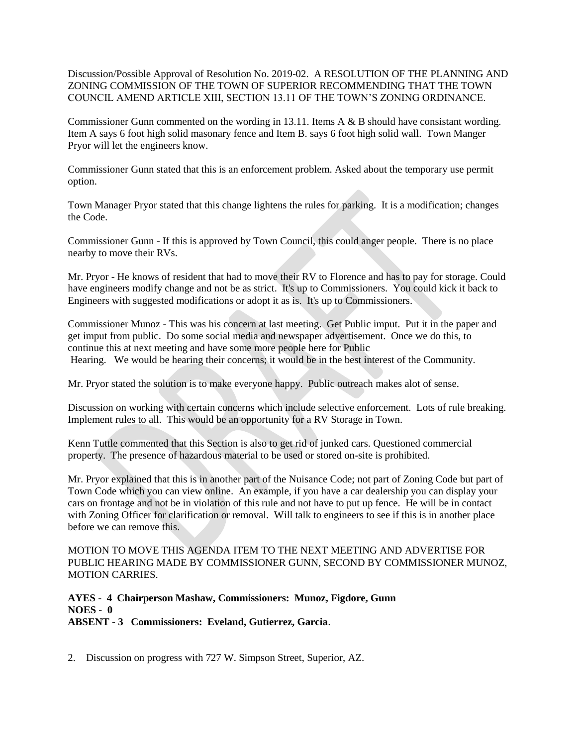Discussion/Possible Approval of Resolution No. 2019-02. A RESOLUTION OF THE PLANNING AND ZONING COMMISSION OF THE TOWN OF SUPERIOR RECOMMENDING THAT THE TOWN COUNCIL AMEND ARTICLE XIII, SECTION 13.11 OF THE TOWN'S ZONING ORDINANCE.

Commissioner Gunn commented on the wording in 13.11. Items A & B should have consistant wording. Item A says 6 foot high solid masonary fence and Item B. says 6 foot high solid wall. Town Manger Pryor will let the engineers know.

Commissioner Gunn stated that this is an enforcement problem. Asked about the temporary use permit option.

Town Manager Pryor stated that this change lightens the rules for parking. It is a modification; changes the Code.

Commissioner Gunn - If this is approved by Town Council, this could anger people. There is no place nearby to move their RVs.

Mr. Pryor - He knows of resident that had to move their RV to Florence and has to pay for storage. Could have engineers modify change and not be as strict. It's up to Commissioners. You could kick it back to Engineers with suggested modifications or adopt it as is. It's up to Commissioners.

Commissioner Munoz - This was his concern at last meeting. Get Public imput. Put it in the paper and get imput from public. Do some social media and newspaper advertisement. Once we do this, to continue this at next meeting and have some more people here for Public Hearing. We would be hearing their concerns; it would be in the best interest of the Community.

Mr. Pryor stated the solution is to make everyone happy. Public outreach makes alot of sense.

Discussion on working with certain concerns which include selective enforcement. Lots of rule breaking. Implement rules to all. This would be an opportunity for a RV Storage in Town.

Kenn Tuttle commented that this Section is also to get rid of junked cars. Questioned commercial property. The presence of hazardous material to be used or stored on-site is prohibited.

Mr. Pryor explained that this is in another part of the Nuisance Code; not part of Zoning Code but part of Town Code which you can view online. An example, if you have a car dealership you can display your cars on frontage and not be in violation of this rule and not have to put up fence. He will be in contact with Zoning Officer for clarification or removal. Will talk to engineers to see if this is in another place before we can remove this.

MOTION TO MOVE THIS AGENDA ITEM TO THE NEXT MEETING AND ADVERTISE FOR PUBLIC HEARING MADE BY COMMISSIONER GUNN, SECOND BY COMMISSIONER MUNOZ, MOTION CARRIES.

**AYES - 4 Chairperson Mashaw, Commissioners: Munoz, Figdore, Gunn**
**NOES - 0**
**ABSENT - 3 Commissioners: Eveland, Gutierrez, Garcia**.

2. Discussion on progress with 727 W. Simpson Street, Superior, AZ.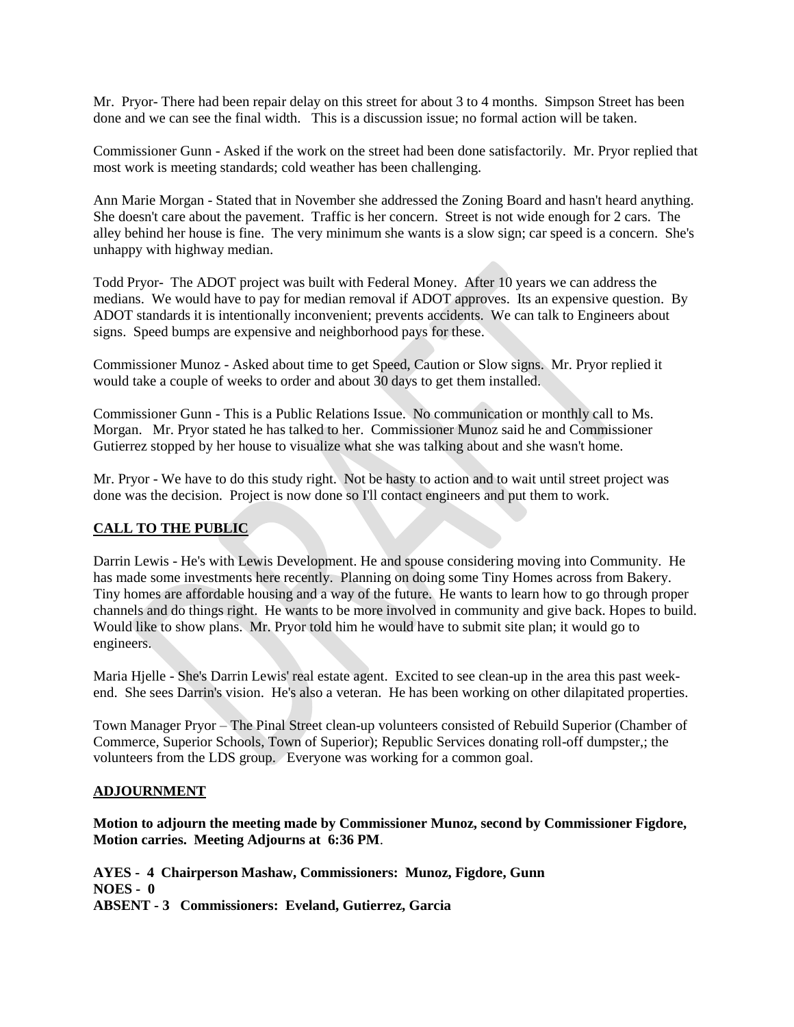Mr. Pryor- There had been repair delay on this street for about 3 to 4 months. Simpson Street has been done and we can see the final width. This is a discussion issue; no formal action will be taken.

Commissioner Gunn - Asked if the work on the street had been done satisfactorily. Mr. Pryor replied that most work is meeting standards; cold weather has been challenging.

Ann Marie Morgan - Stated that in November she addressed the Zoning Board and hasn't heard anything. She doesn't care about the pavement. Traffic is her concern. Street is not wide enough for 2 cars. The alley behind her house is fine. The very minimum she wants is a slow sign; car speed is a concern. She's unhappy with highway median.

Todd Pryor- The ADOT project was built with Federal Money. After 10 years we can address the medians. We would have to pay for median removal if ADOT approves. Its an expensive question. By ADOT standards it is intentionally inconvenient; prevents accidents. We can talk to Engineers about signs. Speed bumps are expensive and neighborhood pays for these.

Commissioner Munoz - Asked about time to get Speed, Caution or Slow signs. Mr. Pryor replied it would take a couple of weeks to order and about 30 days to get them installed.

Commissioner Gunn - This is a Public Relations Issue. No communication or monthly call to Ms. Morgan. Mr. Pryor stated he has talked to her. Commissioner Munoz said he and Commissioner Gutierrez stopped by her house to visualize what she was talking about and she wasn't home.

Mr. Pryor - We have to do this study right. Not be hasty to action and to wait until street project was done was the decision. Project is now done so I'll contact engineers and put them to work.

## CALL TO THE PUBLIC

Darrin Lewis - He's with Lewis Development. He and spouse considering moving into Community. He has made some investments here recently. Planning on doing some Tiny Homes across from Bakery. Tiny homes are affordable housing and a way of the future. He wants to learn how to go through proper channels and do things right. He wants to be more involved in community and give back. Hopes to build. Would like to show plans. Mr. Pryor told him he would have to submit site plan; it would go to engineers.

Maria Hjelle - She's Darrin Lewis' real estate agent. Excited to see clean-up in the area this past week-end. She sees Darrin's vision. He's also a veteran. He has been working on other dilapitated properties.

Town Manager Pryor – The Pinal Street clean-up volunteers consisted of Rebuild Superior (Chamber of Commerce, Superior Schools, Town of Superior); Republic Services donating roll-off dumpster,; the volunteers from the LDS group. Everyone was working for a common goal.

## ADJOURNMENT

**Motion to adjourn the meeting made by Commissioner Munoz, second by Commissioner Figdore, Motion carries. Meeting Adjourns at 6:36 PM**.

**AYES - 4 Chairperson Mashaw, Commissioners: Munoz, Figdore, Gunn**
**NOES - 0**
**ABSENT - 3 Commissioners: Eveland, Gutierrez, Garcia**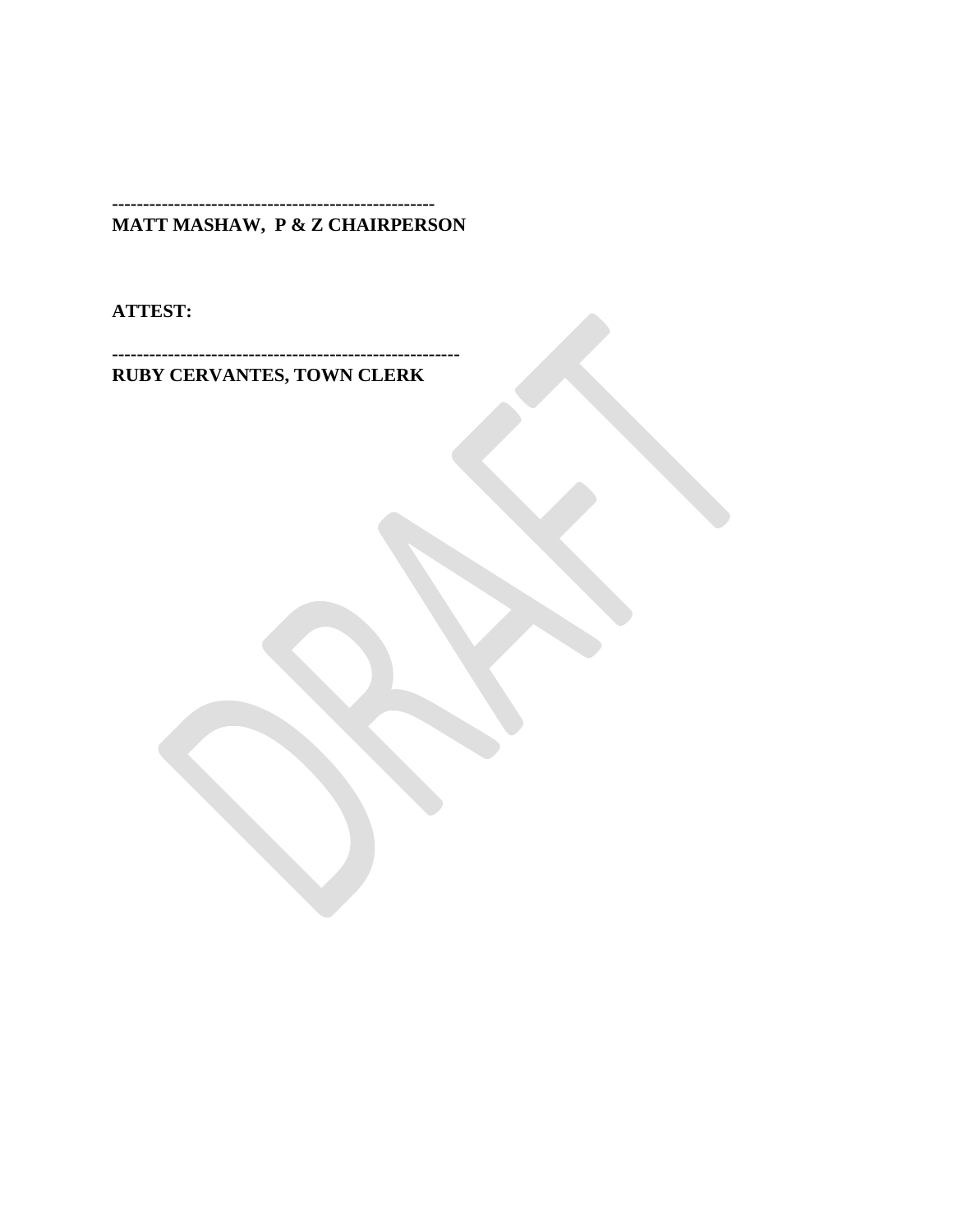-----------------------------------------------------
**MATT MASHAW, P & Z CHAIRPERSON**

**ATTEST:**

---------------------------------------------------------
**RUBY CERVANTES, TOWN CLERK**